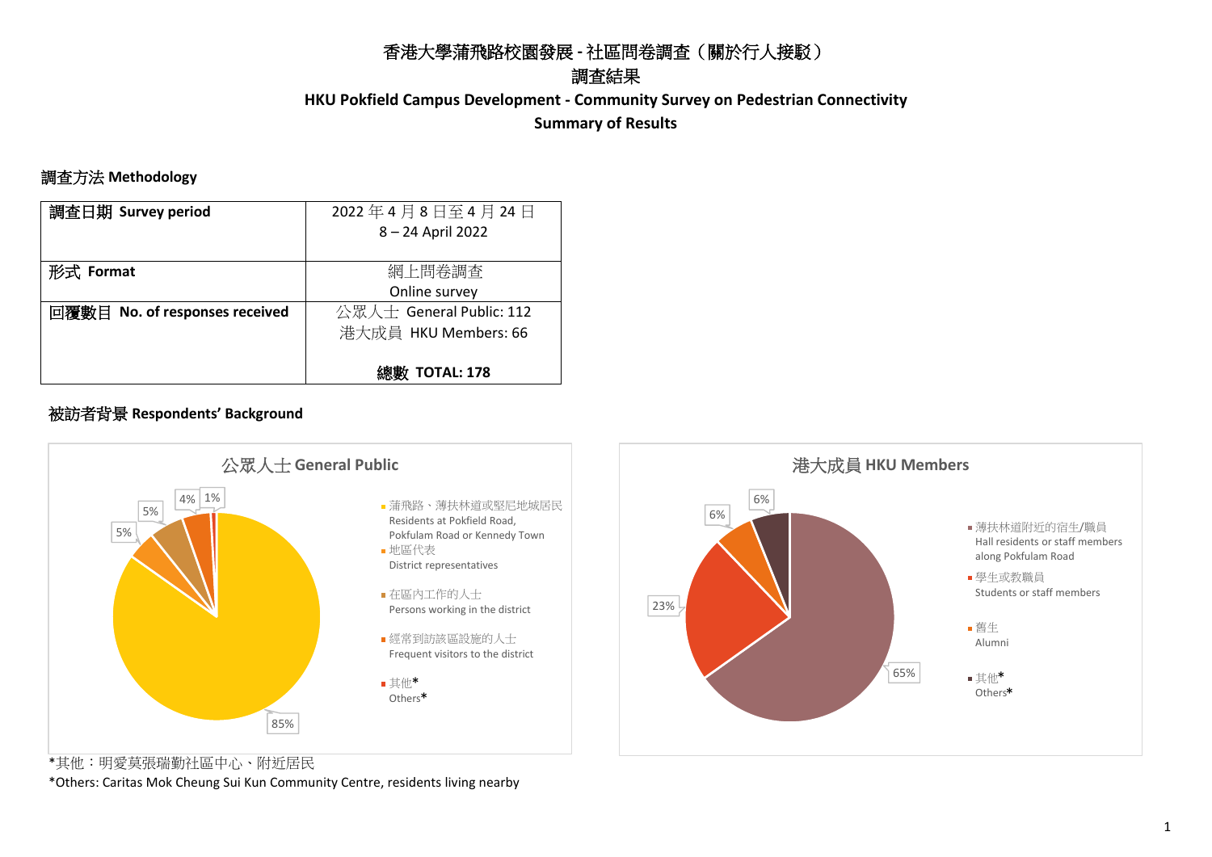# 香港大學蒲飛路校園發展 - 社區問卷調查（關於行人接駁）

## 調查結果

## HKU Pokfield Campus Development - Community Survey on Pedestrian Connectivity

## Summary of Results

### 調查方法 Methodology

| 調查日期 **Survey period** | 2022 年 4 月 8 日至 4 月 24 日<br>8 – 24 April 2022 |
|---|---|
| 形式 **Format** | 網上問卷調查<br>Online survey |
| 回覆數目 **No. of responses received** | 公眾人士 General Public: 112<br>港大成員 HKU Members: 66<br><br>**總數 TOTAL: 178** |

### 被訪者背景 Respondents' Background

**公眾人士 General Public**

- 蒲飛路、薄扶林道或堅尼地城居民 Residents at Pokfield Road, Pokfulam Road or Kennedy Town: 85%
- 地區代表 District representatives: 5%
- 在區內工作的人士 Persons working in the district: 5%
- 經常到訪該區設施的人士 Frequent visitors to the district: 4%
- 其他* Others*: 1%

**港大成員 HKU Members**

- 薄扶林道附近的宿生/職員 Hall residents or staff members along Pokfulam Road: 65%
- 學生或教職員 Students or staff members: 23%
- 舊生 Alumni: 6%
- 其他* Others*: 6%

*其他：明愛莫張瑞勤社區中心、附近居民

*Others: Caritas Mok Cheung Sui Kun Community Centre, residents living nearby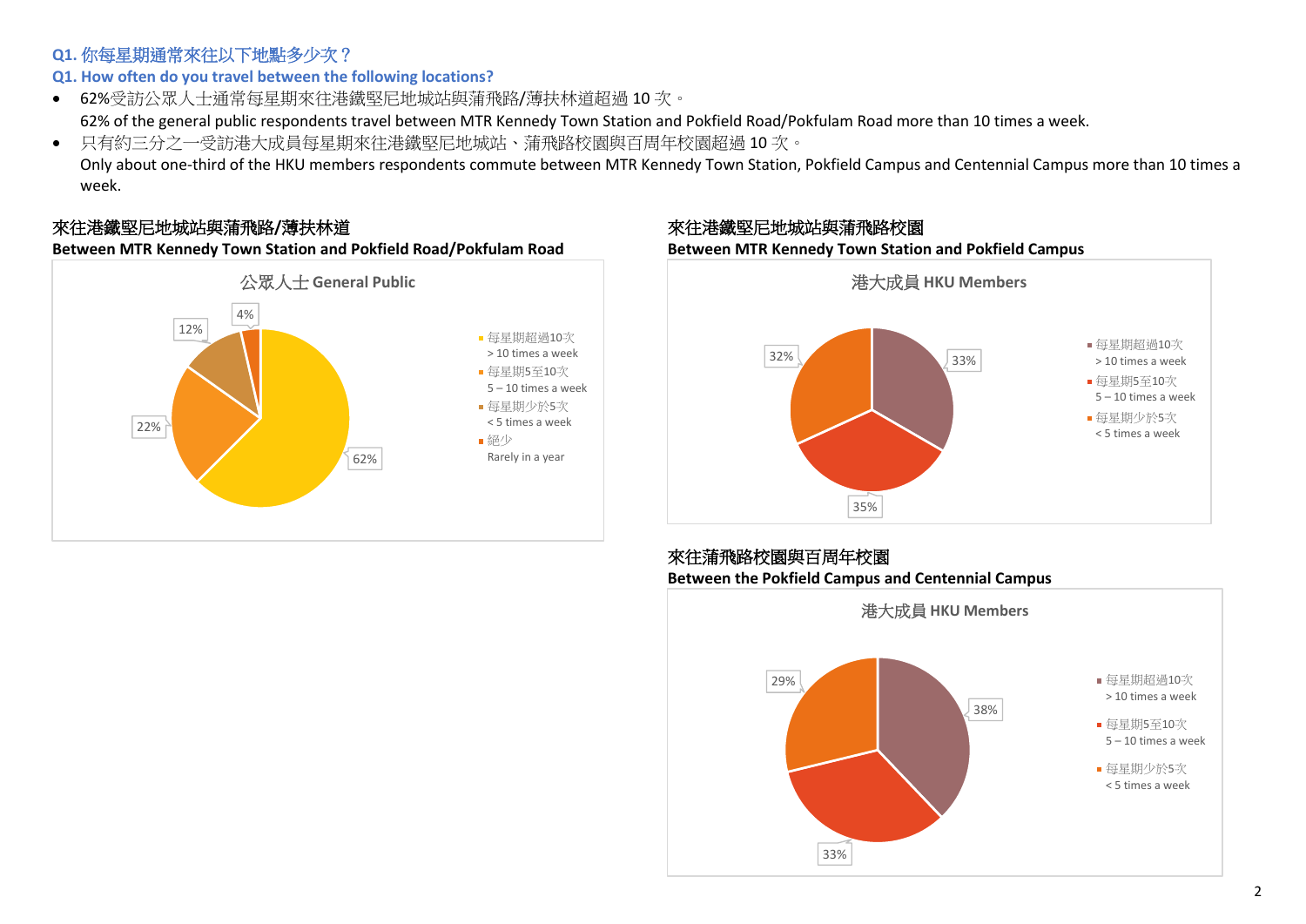### Q1. 你每星期通常來往以下地點多少次？
### Q1. How often do you travel between the following locations?

- 62%受訪公眾人士通常每星期來往港鐵堅尼地城站與蒲飛路/薄扶林道超過 10 次。
  62% of the general public respondents travel between MTR Kennedy Town Station and Pokfield Road/Pokfulam Road more than 10 times a week.
- 只有約三分之一受訪港大成員每星期來往港鐵堅尼地城站、蒲飛路校園與百周年校園超過 10 次。
  Only about one-third of the HKU members respondents commute between MTR Kennedy Town Station, Pokfield Campus and Centennial Campus more than 10 times a week.

**來往港鐵堅尼地城站與蒲飛路/薄扶林道**
**Between MTR Kennedy Town Station and Pokfield Road/Pokfulam Road**

公眾人士 General Public

| 類別 Category | % |
|---|---|
| 每星期超過10次 > 10 times a week | 62% |
| 每星期5至10次 5 – 10 times a week | 22% |
| 每星期少於5次 < 5 times a week | 12% |
| 絕少 Rarely in a year | 4% |

**來往港鐵堅尼地城站與蒲飛路校園**
**Between MTR Kennedy Town Station and Pokfield Campus**

港大成員 HKU Members

| 類別 Category | % |
|---|---|
| 每星期超過10次 > 10 times a week | 33% |
| 每星期5至10次 5 – 10 times a week | 35% |
| 每星期少於5次 < 5 times a week | 32% |

**來往蒲飛路校園與百周年校園**
**Between the Pokfield Campus and Centennial Campus**

港大成員 HKU Members

| 類別 Category | % |
|---|---|
| 每星期超過10次 > 10 times a week | 38% |
| 每星期5至10次 5 – 10 times a week | 33% |
| 每星期少於5次 < 5 times a week | 29% |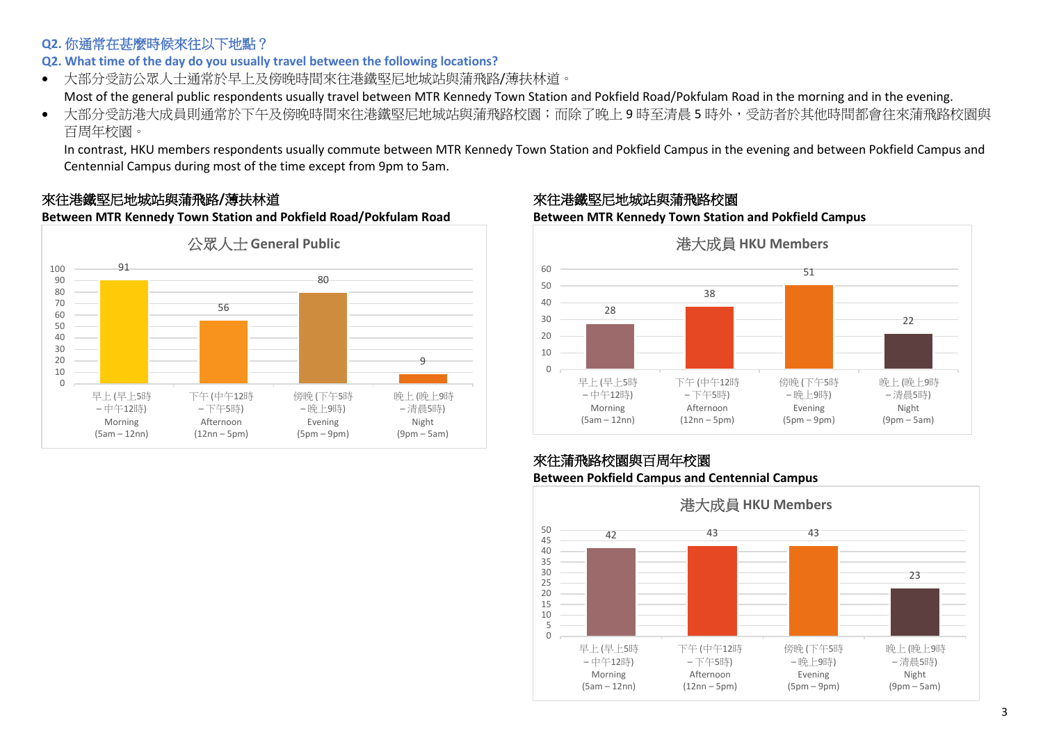### Q2. 你通常在甚麼時候來往以下地點？

### Q2. What time of the day do you usually travel between the following locations?

- 大部分受訪公眾人士通常於早上及傍晚時間來往港鐵堅尼地城站與蒲飛路/薄扶林道。
  Most of the general public respondents usually travel between MTR Kennedy Town Station and Pokfield Road/Pokfulam Road in the morning and in the evening.
- 大部分受訪港大成員則通常於下午及傍晚時間來往港鐵堅尼地城站與蒲飛路校園；而除了晚上 9 時至清晨 5 時外，受訪者於其他時間都會往來蒲飛路校園與百周年校園。
  In contrast, HKU members respondents usually commute between MTR Kennedy Town Station and Pokfield Campus in the evening and between Pokfield Campus and Centennial Campus during most of the time except from 9pm to 5am.

**來往港鐵堅尼地城站與蒲飛路/薄扶林道**
**Between MTR Kennedy Town Station and Pokfield Road/Pokfulam Road**

公眾人士 General Public

| 時間 Time | 人數 |
|---|---|
| 早上 (早上5時 – 中午12時) Morning (5am – 12nn) | 91 |
| 下午 (中午12時 – 下午5時) Afternoon (12nn – 5pm) | 56 |
| 傍晚 (下午5時 – 晚上9時) Evening (5pm – 9pm) | 80 |
| 晚上 (晚上9時 – 清晨5時) Night (9pm – 5am) | 9 |

**來往港鐵堅尼地城站與蒲飛路校園**
**Between MTR Kennedy Town Station and Pokfield Campus**

港大成員 HKU Members

| 時間 Time | 人數 |
|---|---|
| 早上 (早上5時 – 中午12時) Morning (5am – 12nn) | 28 |
| 下午 (中午12時 – 下午5時) Afternoon (12nn – 5pm) | 38 |
| 傍晚 (下午5時 – 晚上9時) Evening (5pm – 9pm) | 51 |
| 晚上 (晚上9時 – 清晨5時) Night (9pm – 5am) | 22 |

**來往蒲飛路校園與百周年校園**
**Between Pokfield Campus and Centennial Campus**

港大成員 HKU Members

| 時間 Time | 人數 |
|---|---|
| 早上 (早上5時 – 中午12時) Morning (5am – 12nn) | 42 |
| 下午 (中午12時 – 下午5時) Afternoon (12nn – 5pm) | 43 |
| 傍晚 (下午5時 – 晚上9時) Evening (5pm – 9pm) | 43 |
| 晚上 (晚上9時 – 清晨5時) Night (9pm – 5am) | 23 |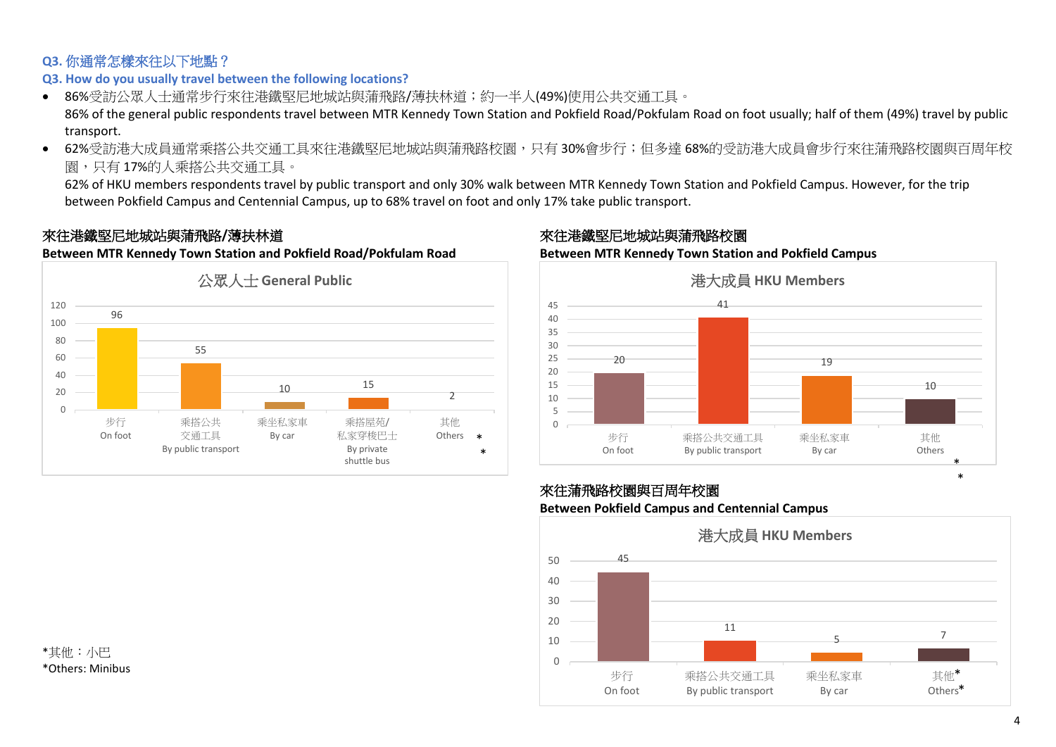### Q3. 你通常怎樣來往以下地點？

### Q3. How do you usually travel between the following locations?

- 86%受訪公眾人士通常步行來往港鐵堅尼地城站與蒲飛路/薄扶林道；約一半人(49%)使用公共交通工具。
  86% of the general public respondents travel between MTR Kennedy Town Station and Pokfield Road/Pokfulam Road on foot usually; half of them (49%) travel by public transport.
- 62%受訪港大成員通常乘搭公共交通工具來往港鐵堅尼地城站與蒲飛路校園，只有 30%會步行；但多達 68%的受訪港大成員會步行來往蒲飛路校園與百周年校園，只有 17%的人乘搭公共交通工具。
  62% of HKU members respondents travel by public transport and only 30% walk between MTR Kennedy Town Station and Pokfield Campus. However, for the trip between Pokfield Campus and Centennial Campus, up to 68% travel on foot and only 17% take public transport.

**來往港鐵堅尼地城站與蒲飛路/薄扶林道**
**Between MTR Kennedy Town Station and Pokfield Road/Pokfulam Road**

公眾人士 General Public

| 交通方式 | 人數 |
|---|---|
| 步行 On foot | 96 |
| 乘搭公共交通工具 By public transport | 55 |
| 乘坐私家車 By car | 10 |
| 乘搭屋苑/私家穿梭巴士 By private shuttle bus | 15 |
| 其他 Others* | 2 |

**來往港鐵堅尼地城站與蒲飛路校園**
**Between MTR Kennedy Town Station and Pokfield Campus**

港大成員 HKU Members

| 交通方式 | 人數 |
|---|---|
| 步行 On foot | 20 |
| 乘搭公共交通工具 By public transport | 41 |
| 乘坐私家車 By car | 19 |
| 其他 Others* | 10 |

**來往蒲飛路校園與百周年校園**
**Between Pokfield Campus and Centennial Campus**

港大成員 HKU Members

| 交通方式 | 人數 |
|---|---|
| 步行 On foot | 45 |
| 乘搭公共交通工具 By public transport | 11 |
| 乘坐私家車 By car | 5 |
| 其他* Others* | 7 |

*其他：小巴
*Others: Minibus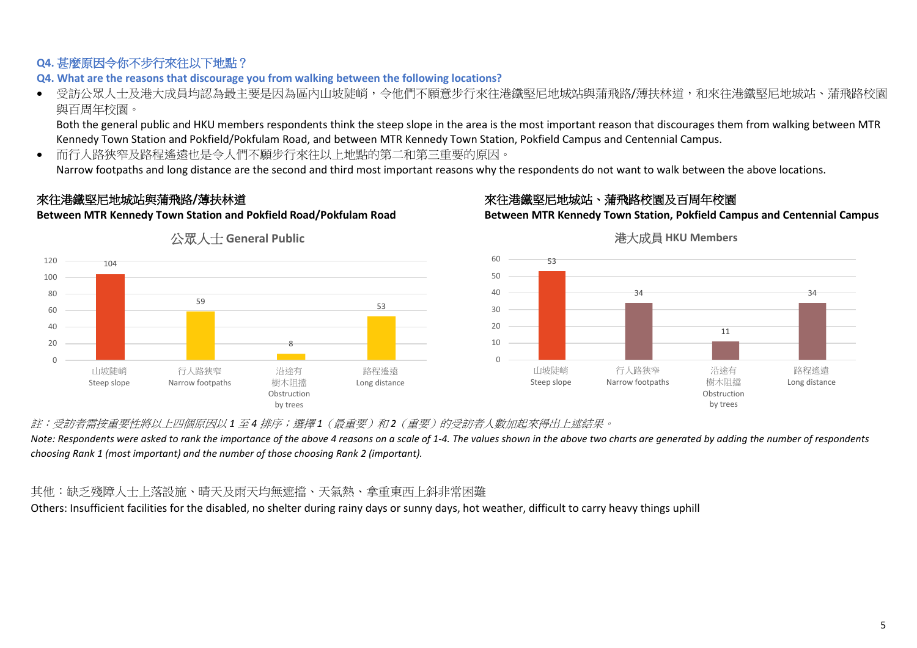**Q4. 甚麼原因令你不步行來往以下地點？**

**Q4. What are the reasons that discourage you from walking between the following locations?**

- 受訪公眾人士及港大成員均認為最主要是因為區內山坡陡峭，令他們不願意步行來往港鐵堅尼地城站與蒲飛路/薄扶林道，和來往港鐵堅尼地城站、蒲飛路校園與百周年校園。
  Both the general public and HKU members respondents think the steep slope in the area is the most important reason that discourages them from walking between MTR Kennedy Town Station and Pokfield/Pokfulam Road, and between MTR Kennedy Town Station, Pokfield Campus and Centennial Campus.
- 而行人路狹窄及路程遙遠也是令人們不願步行來往以上地點的第二和第三重要的原因。
  Narrow footpaths and long distance are the second and third most important reasons why the respondents do not want to walk between the above locations.

**來往港鐵堅尼地城站與蒲飛路/薄扶林道**
**Between MTR Kennedy Town Station and Pokfield Road/Pokfulam Road**

公眾人士 General Public

| | 山坡陡峭 Steep slope | 行人路狹窄 Narrow footpaths | 沿途有樹木阻擋 Obstruction by trees | 路程遙遠 Long distance |
|---|---|---|---|---|
| 公眾人士 General Public | 104 | 59 | 8 | 53 |

**來往港鐵堅尼地城站、蒲飛路校園及百周年校園**
**Between MTR Kennedy Town Station, Pokfield Campus and Centennial Campus**

港大成員 HKU Members

| | 山坡陡峭 Steep slope | 行人路狹窄 Narrow footpaths | 沿途有樹木阻擋 Obstruction by trees | 路程遙遠 Long distance |
|---|---|---|---|---|
| 港大成員 HKU Members | 53 | 34 | 11 | 34 |

*註：受訪者需按重要性將以上四個原因以 1 至 4 排序；選擇 1（最重要）和 2（重要）的受訪者人數加起來得出上述結果。*

*Note: Respondents were asked to rank the importance of the above 4 reasons on a scale of 1-4. The values shown in the above two charts are generated by adding the number of respondents choosing Rank 1 (most important) and the number of those choosing Rank 2 (important).*

其他：缺乏殘障人士上落設施、晴天及雨天均無遮擋、天氣熱、拿重東西上斜非常困難

Others: Insufficient facilities for the disabled, no shelter during rainy days or sunny days, hot weather, difficult to carry heavy things uphill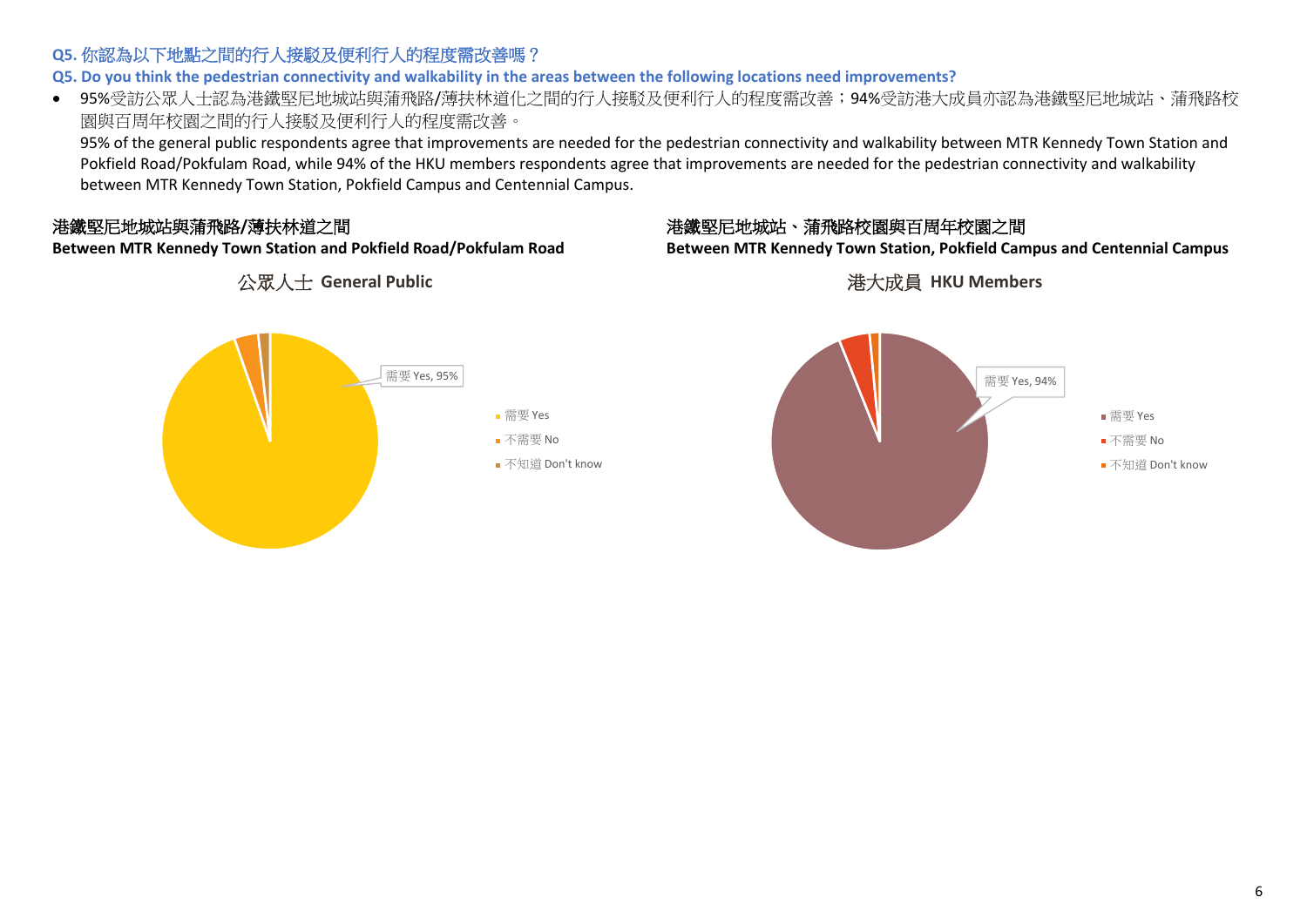**Q5. 你認為以下地點之間的行人接駁及便利行人的程度需改善嗎？**

**Q5. Do you think the pedestrian connectivity and walkability in the areas between the following locations need improvements?**

- 95%受訪公眾人士認為港鐵堅尼地城站與蒲飛路/薄扶林道化之間的行人接駁及便利行人的程度需改善；94%受訪港大成員亦認為港鐵堅尼地城站、蒲飛路校園與百周年校園之間的行人接駁及便利行人的程度需改善。
  95% of the general public respondents agree that improvements are needed for the pedestrian connectivity and walkability between MTR Kennedy Town Station and Pokfield Road/Pokfulam Road, while 94% of the HKU members respondents agree that improvements are needed for the pedestrian connectivity and walkability between MTR Kennedy Town Station, Pokfield Campus and Centennial Campus.

港鐵堅尼地城站與蒲飛路/薄扶林道之間
**Between MTR Kennedy Town Station and Pokfield Road/Pokfulam Road**

公眾人士 **General Public**

需要 Yes, 95%

- 需要 Yes
- 不需要 No
- 不知道 Don't know

港鐵堅尼地城站、蒲飛路校園與百周年校園之間
**Between MTR Kennedy Town Station, Pokfield Campus and Centennial Campus**

港大成員 **HKU Members**

需要 Yes, 94%

- 需要 Yes
- 不需要 No
- 不知道 Don't know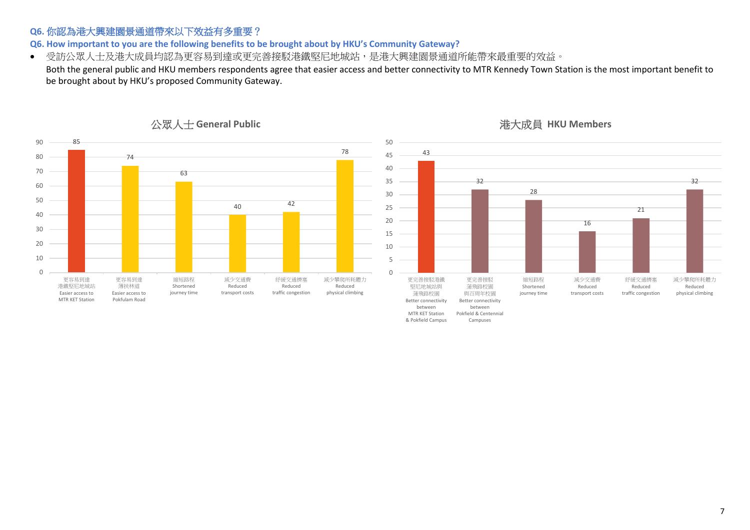**Q6. 你認為港大興建園景通道帶來以下效益有多重要？**

**Q6. How important to you are the following benefits to be brought about by HKU's Community Gateway?**

- 受訪公眾人士及港大成員均認為更容易到達或更完善接駁港鐵堅尼地城站，是港大興建園景通道所能帶來最重要的效益。
  Both the general public and HKU members respondents agree that easier access and better connectivity to MTR Kennedy Town Station is the most important benefit to be brought about by HKU's proposed Community Gateway.

**公眾人士 General Public**

| Benefit | Value |
|---|---|
| 更容易到達港鐵堅尼地城站 Easier access to MTR KET Station | 85 |
| 更容易到達薄扶林道 Easier access to Pokfulam Road | 74 |
| 縮短路程 Shortened journey time | 63 |
| 減少交通費 Reduced transport costs | 40 |
| 紓緩交通擠塞 Reduced traffic congestion | 42 |
| 減少攀爬所耗體力 Reduced physical climbing | 78 |

**港大成員 HKU Members**

| Benefit | Value |
|---|---|
| 更完善接駁港鐵堅尼地城站與蒲飛路校園 Better connectivity between MTR KET Station & Pokfield Campus | 43 |
| 更完善接駁蒲飛路校園與百周年校園 Better connectivity between Pokfield & Centennial Campuses | 32 |
| 縮短路程 Shortened journey time | 28 |
| 減少交通費 Reduced transport costs | 16 |
| 紓緩交通擠塞 Reduced traffic congestion | 21 |
| 減少攀爬所耗體力 Reduced physical climbing | 32 |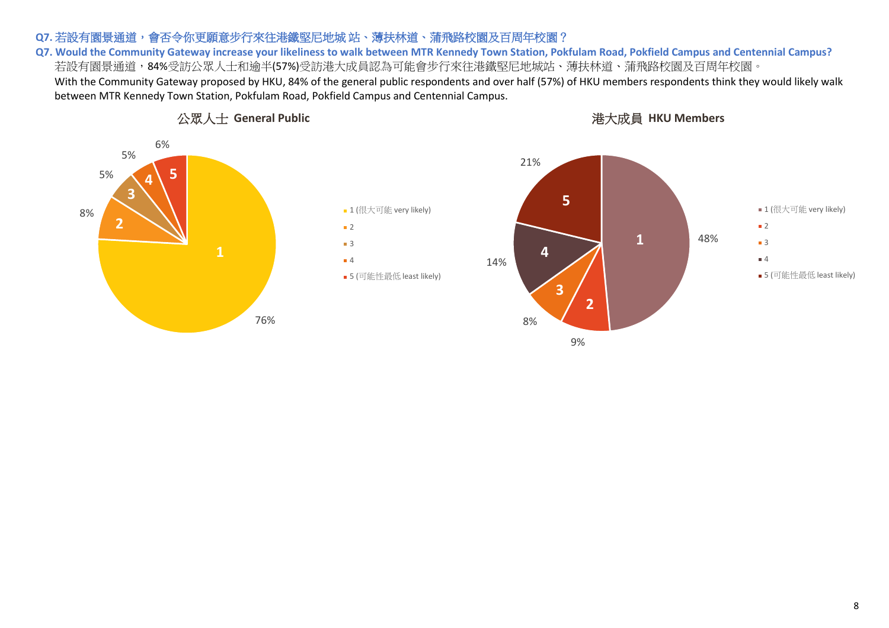**Q7. 若設有園景通道，會否令你更願意步行來往港鐵堅尼地城 站、薄扶林道、蒲飛路校園及百周年校園？**

**Q7. Would the Community Gateway increase your likeliness to walk between MTR Kennedy Town Station, Pokfulam Road, Pokfield Campus and Centennial Campus?**

若設有園景通道，84%受訪公眾人士和逾半(57%)受訪港大成員認為可能會步行來往港鐵堅尼地城站、薄扶林道、蒲飛路校園及百周年校園。

With the Community Gateway proposed by HKU, 84% of the general public respondents and over half (57%) of HKU members respondents think they would likely walk between MTR Kennedy Town Station, Pokfulam Road, Pokfield Campus and Centennial Campus.

**公眾人士 General Public**

| Rating | % |
| --- | --- |
| 1 (很大可能 very likely) | 76% |
| 2 | 8% |
| 3 | 5% |
| 4 | 5% |
| 5 (可能性最低 least likely) | 6% |

**港大成員 HKU Members**

| Rating | % |
| --- | --- |
| 1 (很大可能 very likely) | 48% |
| 2 | 9% |
| 3 | 8% |
| 4 | 14% |
| 5 (可能性最低 least likely) | 21% |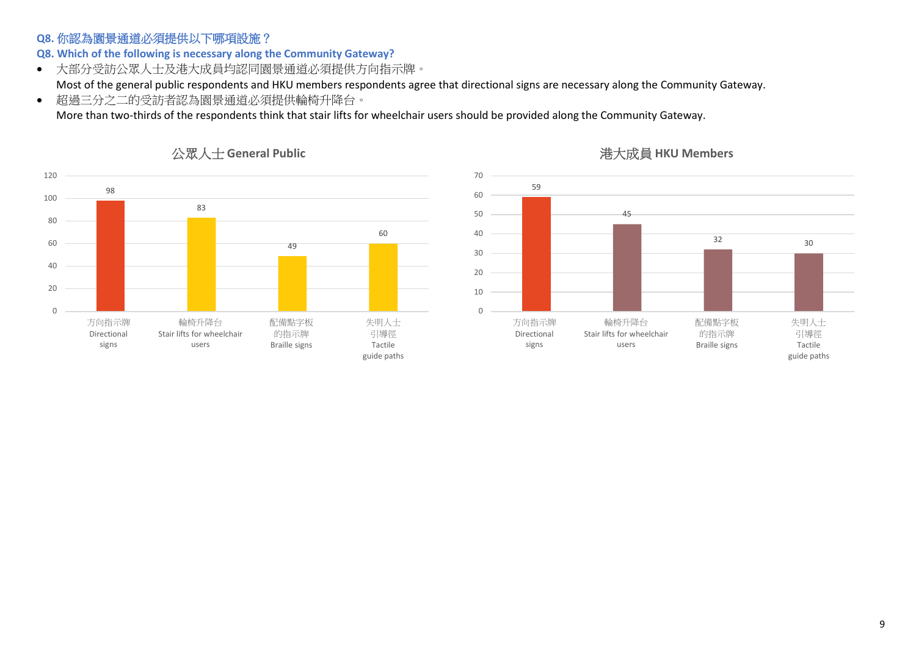### Q8. 你認為園景通道必須提供以下哪項設施？

### Q8. Which of the following is necessary along the Community Gateway?

- 大部分受訪公眾人士及港大成員均認同園景通道必須提供方向指示牌。
  Most of the general public respondents and HKU members respondents agree that directional signs are necessary along the Community Gateway.
- 超過三分之二的受訪者認為園景通道必須提供輪椅升降台。
  More than two-thirds of the respondents think that stair lifts for wheelchair users should be provided along the Community Gateway.

**公眾人士 General Public**

| 設施 Facility | 人數 |
|---|---|
| 方向指示牌 Directional signs | 98 |
| 輪椅升降台 Stair lifts for wheelchair users | 83 |
| 配備點字板的指示牌 Braille signs | 49 |
| 失明人士引導徑 Tactile guide paths | 60 |

**港大成員 HKU Members**

| 設施 Facility | 人數 |
|---|---|
| 方向指示牌 Directional signs | 59 |
| 輪椅升降台 Stair lifts for wheelchair users | 45 |
| 配備點字板的指示牌 Braille signs | 32 |
| 失明人士引導徑 Tactile guide paths | 30 |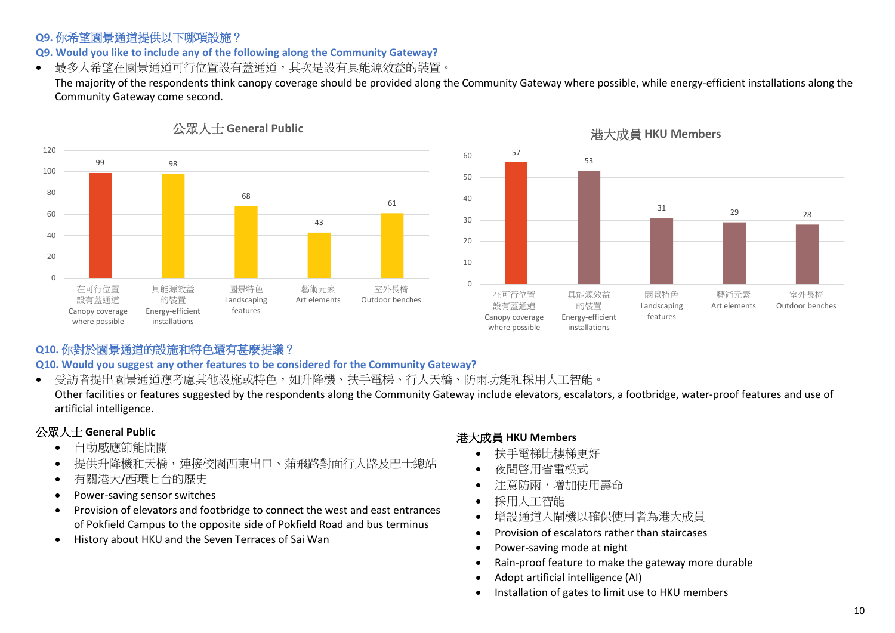### Q9. 你希望園景通道提供以下哪項設施？

### Q9. Would you like to include any of the following along the Community Gateway?

- 最多人希望在園景通道可行位置設有蓋通道，其次是設有具能源效益的裝置。
  The majority of the respondents think canopy coverage should be provided along the Community Gateway where possible, while energy-efficient installations along the Community Gateway come second.

**公眾人士 General Public**

| 設施 Facility | 人數 |
|---|---|
| 在可行位置設有蓋通道 Canopy coverage where possible | 99 |
| 具能源效益的裝置 Energy-efficient installations | 98 |
| 園景特色 Landscaping features | 68 |
| 藝術元素 Art elements | 43 |
| 室外長椅 Outdoor benches | 61 |

**港大成員 HKU Members**

| 設施 Facility | 人數 |
|---|---|
| 在可行位置設有蓋通道 Canopy coverage where possible | 57 |
| 具能源效益的裝置 Energy-efficient installations | 53 |
| 園景特色 Landscaping features | 31 |
| 藝術元素 Art elements | 29 |
| 室外長椅 Outdoor benches | 28 |

### Q10. 你對於園景通道的設施和特色還有甚麼提議？

### Q10. Would you suggest any other features to be considered for the Community Gateway?

- 受訪者提出園景通道應考慮其他設施或特色，如升降機、扶手電梯、行人天橋、防雨功能和採用人工智能。
  Other facilities or features suggested by the respondents along the Community Gateway include elevators, escalators, a footbridge, water-proof features and use of artificial intelligence.

**公眾人士 General Public**

- 自動感應節能開關
- 提供升降機和天橋，連接校園西東出口、蒲飛路對面行人路及巴士總站
- 有關港大/西環七台的歷史
- Power-saving sensor switches
- Provision of elevators and footbridge to connect the west and east entrances of Pokfield Campus to the opposite side of Pokfield Road and bus terminus
- History about HKU and the Seven Terraces of Sai Wan

**港大成員 HKU Members**

- 扶手電梯比樓梯更好
- 夜間啓用省電模式
- 注意防雨，增加使用壽命
- 採用人工智能
- 增設通道入閘機以確保使用者為港大成員
- Provision of escalators rather than staircases
- Power-saving mode at night
- Rain-proof feature to make the gateway more durable
- Adopt artificial intelligence (AI)
- Installation of gates to limit use to HKU members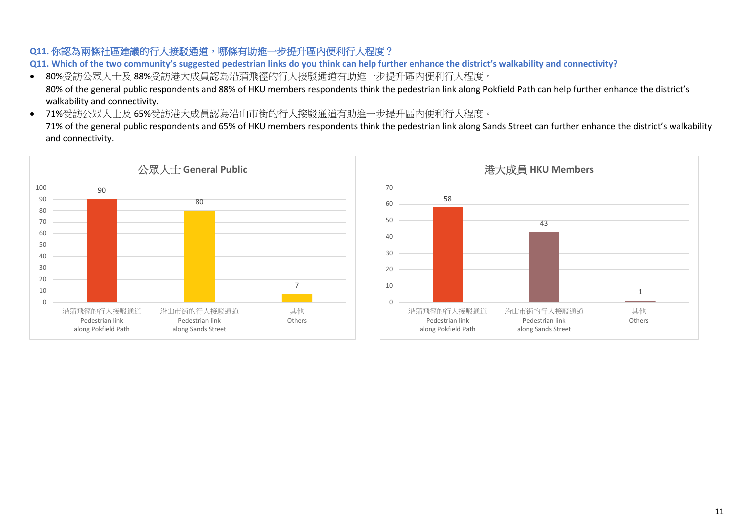**Q11. 你認為兩條社區建議的行人接駁通道，哪條有助進一步提升區內便利行人程度？**

**Q11. Which of the two community's suggested pedestrian links do you think can help further enhance the district's walkability and connectivity?**

- 80%受訪公眾人士及 88%受訪港大成員認為沿蒲飛徑的行人接駁通道有助進一步提升區內便利行人程度。
  80% of the general public respondents and 88% of HKU members respondents think the pedestrian link along Pokfield Path can help further enhance the district's walkability and connectivity.
- 71%受訪公眾人士及 65%受訪港大成員認為沿山市街的行人接駁通道有助進一步提升區內便利行人程度。
  71% of the general public respondents and 65% of HKU members respondents think the pedestrian link along Sands Street can further enhance the district's walkability and connectivity.

**公眾人士 General Public**

| 選項 Option | 數目 |
|---|---|
| 沿蒲飛徑的行人接駁通道 Pedestrian link along Pokfield Path | 90 |
| 沿山市街的行人接駁通道 Pedestrian link along Sands Street | 80 |
| 其他 Others | 7 |

**港大成員 HKU Members**

| 選項 Option | 數目 |
|---|---|
| 沿蒲飛徑的行人接駁通道 Pedestrian link along Pokfield Path | 58 |
| 沿山市街的行人接駁通道 Pedestrian link along Sands Street | 43 |
| 其他 Others | 1 |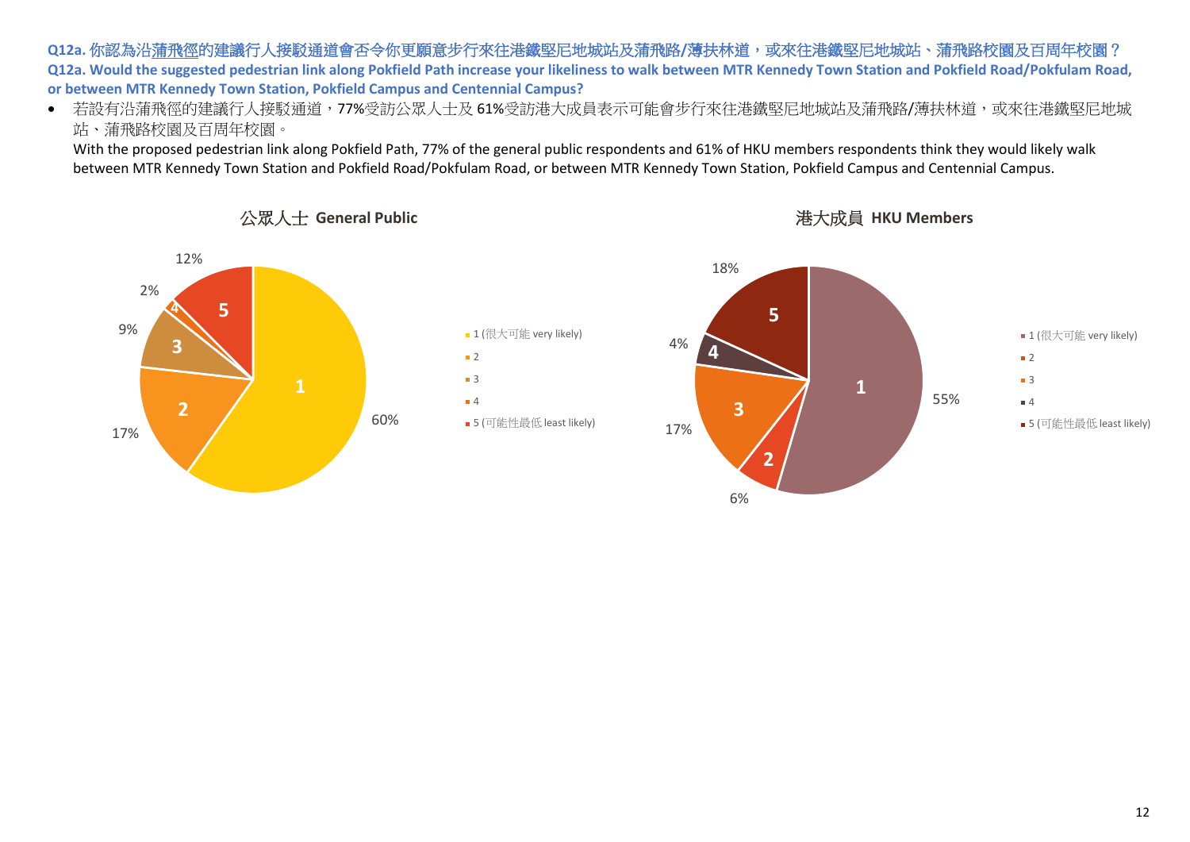**Q12a. 你認為沿蒲飛徑的建議行人接駁通道會否令你更願意步行來往港鐵堅尼地城站及蒲飛路/薄扶林道，或來往港鐵堅尼地城站、蒲飛路校園及百周年校園？**
**Q12a. Would the suggested pedestrian link along Pokfield Path increase your likeliness to walk between MTR Kennedy Town Station and Pokfield Road/Pokfulam Road, or between MTR Kennedy Town Station, Pokfield Campus and Centennial Campus?**

- 若設有沿蒲飛徑的建議行人接駁通道，77%受訪公眾人士及 61%受訪港大成員表示可能會步行來往港鐵堅尼地城站及蒲飛路/薄扶林道，或來往港鐵堅尼地城站、蒲飛路校園及百周年校園。
  With the proposed pedestrian link along Pokfield Path, 77% of the general public respondents and 61% of HKU members respondents think they would likely walk between MTR Kennedy Town Station and Pokfield Road/Pokfulam Road, or between MTR Kennedy Town Station, Pokfield Campus and Centennial Campus.

**公眾人士 General Public**

| Response | % |
|---|---|
| 1 (很大可能 very likely) | 60% |
| 2 | 17% |
| 3 | 9% |
| 4 | 2% |
| 5 (可能性最低 least likely) | 12% |

**港大成員 HKU Members**

| Response | % |
|---|---|
| 1 (很大可能 very likely) | 55% |
| 2 | 6% |
| 3 | 17% |
| 4 | 4% |
| 5 (可能性最低 least likely) | 18% |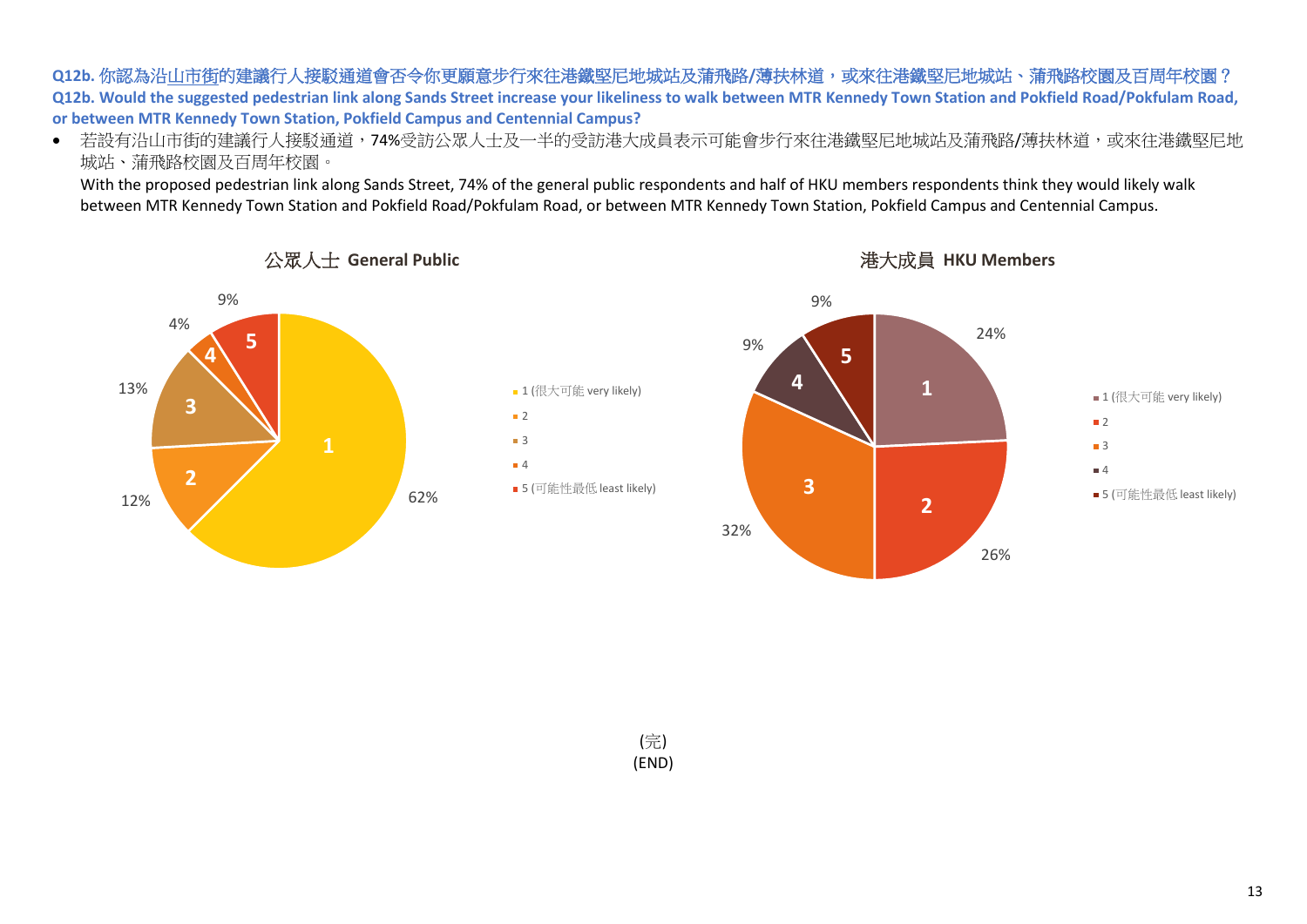**Q12b. 你認為沿山市街的建議行人接駁通道會否令你更願意步行來往港鐵堅尼地城站及蒲飛路/薄扶林道，或來往港鐵堅尼地城站、蒲飛路校園及百周年校園？**
**Q12b. Would the suggested pedestrian link along Sands Street increase your likeliness to walk between MTR Kennedy Town Station and Pokfield Road/Pokfulam Road, or between MTR Kennedy Town Station, Pokfield Campus and Centennial Campus?**

- 若設有沿山市街的建議行人接駁通道，74%受訪公眾人士及一半的受訪港大成員表示可能會步行來往港鐵堅尼地城站及蒲飛路/薄扶林道，或來往港鐵堅尼地城站、蒲飛路校園及百周年校園。

  With the proposed pedestrian link along Sands Street, 74% of the general public respondents and half of HKU members respondents think they would likely walk between MTR Kennedy Town Station and Pokfield Road/Pokfulam Road, or between MTR Kennedy Town Station, Pokfield Campus and Centennial Campus.

公眾人士 **General Public**

1: 62%
2: 12%
3: 13%
4: 4%
5: 9%

1 (很大可能 very likely)
2
3
4
5 (可能性最低 least likely)

港大成員 **HKU Members**

1: 24%
2: 26%
3: 32%
4: 9%
5: 9%

1 (很大可能 very likely)
2
3
4
5 (可能性最低 least likely)

(完)
(END)